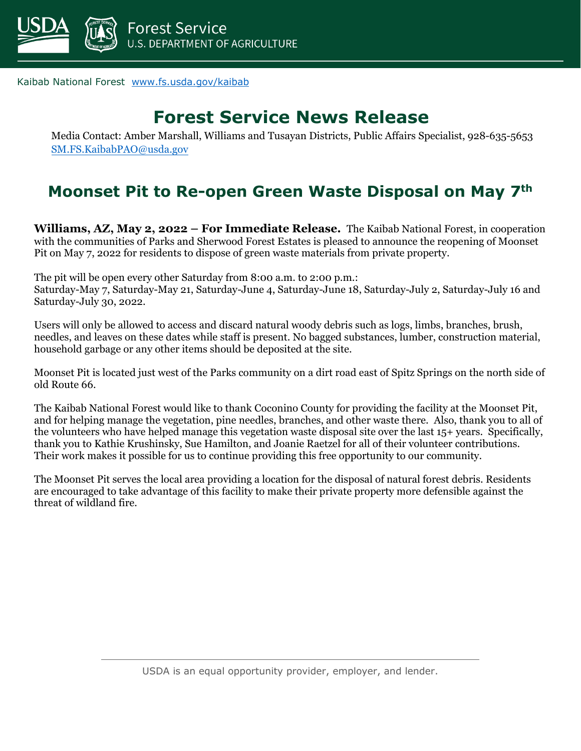Forest Service
U.S. DEPARTMENT OF AGRICULTURE

Kaibab National Forest www.fs.usda.gov/kaibab

# Forest Service News Release

Media Contact: Amber Marshall, Williams and Tusayan Districts, Public Affairs Specialist, 928-635-5653
SM.FS.KaibabPAO@usda.gov

## Moonset Pit to Re-open Green Waste Disposal on May 7th

**Williams, AZ, May 2, 2022 – For Immediate Release.** The Kaibab National Forest, in cooperation with the communities of Parks and Sherwood Forest Estates is pleased to announce the reopening of Moonset Pit on May 7, 2022 for residents to dispose of green waste materials from private property.

The pit will be open every other Saturday from 8:00 a.m. to 2:00 p.m.:
Saturday-May 7, Saturday-May 21, Saturday-June 4, Saturday-June 18, Saturday-July 2, Saturday-July 16 and Saturday-July 30, 2022.

Users will only be allowed to access and discard natural woody debris such as logs, limbs, branches, brush, needles, and leaves on these dates while staff is present. No bagged substances, lumber, construction material, household garbage or any other items should be deposited at the site.

Moonset Pit is located just west of the Parks community on a dirt road east of Spitz Springs on the north side of old Route 66.

The Kaibab National Forest would like to thank Coconino County for providing the facility at the Moonset Pit, and for helping manage the vegetation, pine needles, branches, and other waste there. Also, thank you to all of the volunteers who have helped manage this vegetation waste disposal site over the last 15+ years. Specifically, thank you to Kathie Krushinsky, Sue Hamilton, and Joanie Raetzel for all of their volunteer contributions. Their work makes it possible for us to continue providing this free opportunity to our community.

The Moonset Pit serves the local area providing a location for the disposal of natural forest debris. Residents are encouraged to take advantage of this facility to make their private property more defensible against the threat of wildland fire.

USDA is an equal opportunity provider, employer, and lender.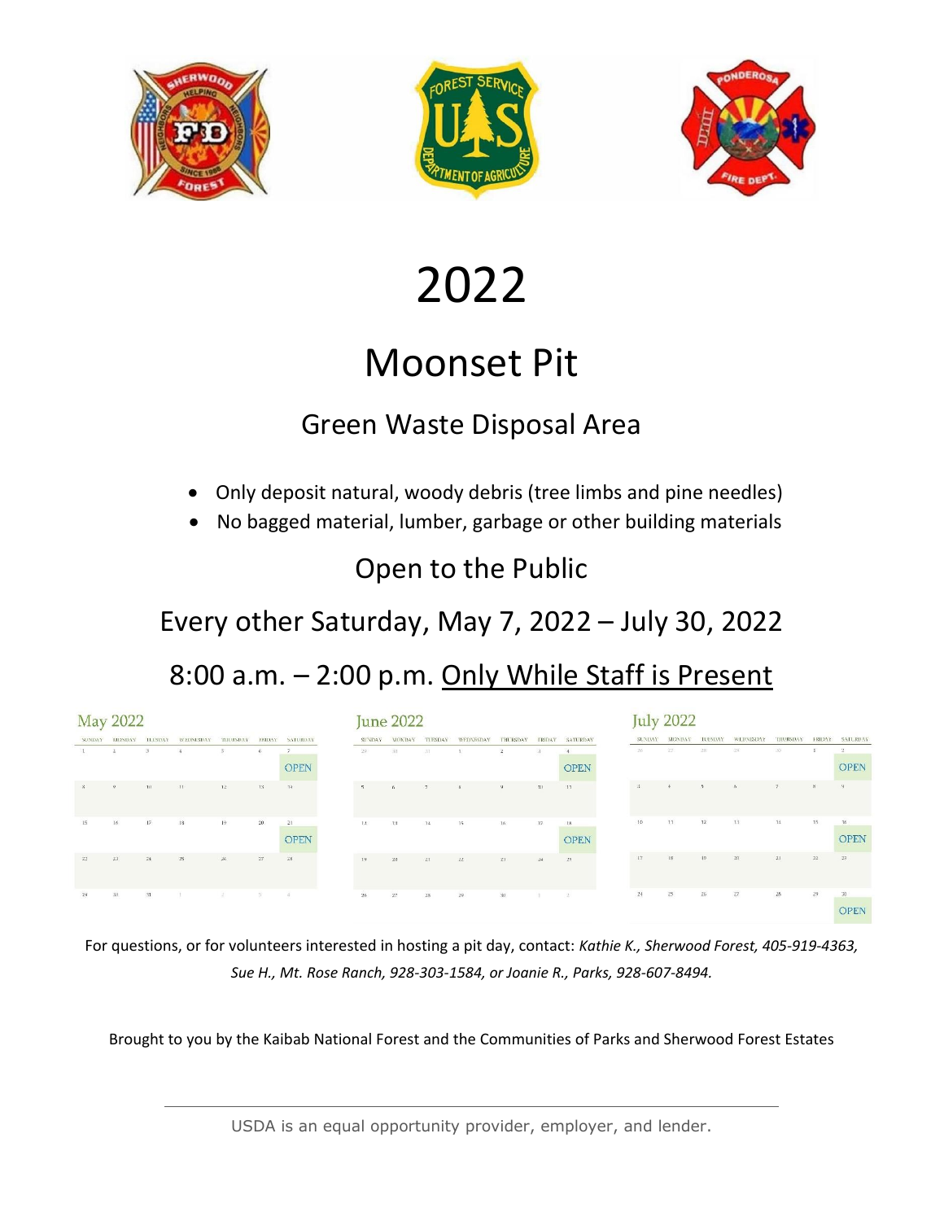# 2022

# Moonset Pit

## Green Waste Disposal Area

- Only deposit natural, woody debris (tree limbs and pine needles)
- No bagged material, lumber, garbage or other building materials

## Open to the Public

## Every other Saturday, May 7, 2022 – July 30, 2022

## 8:00 a.m. – 2:00 p.m. Only While Staff is Present

**May 2022**

| SUNDAY | MONDAY | TUESDAY | WEDNESDAY | THURSDAY | FRIDAY | SATURDAY |
|---|---|---|---|---|---|---|
| 1 | 2 | 3 | 4 | 5 | 6 | 7 OPEN |
| 8 | 9 | 10 | 11 | 12 | 13 | 14 |
| 15 | 16 | 17 | 18 | 19 | 20 | 21 OPEN |
| 22 | 23 | 24 | 25 | 26 | 27 | 28 |
| 29 | 30 | 31 | 1 | 2 | 3 | 4 |

**June 2022**

| SUNDAY | MONDAY | TUESDAY | WEDNESDAY | THURSDAY | FRIDAY | SATURDAY |
|---|---|---|---|---|---|---|
| 29 | 30 | 31 | 1 | 2 | 3 | 4 OPEN |
| 5 | 6 | 7 | 8 | 9 | 10 | 11 |
| 12 | 13 | 14 | 15 | 16 | 17 | 18 OPEN |
| 19 | 20 | 21 | 22 | 23 | 24 | 25 |
| 26 | 27 | 28 | 29 | 30 | 1 | 2 |

**July 2022**

| SUNDAY | MONDAY | TUESDAY | WEDNESDAY | THURSDAY | FRIDAY | SATURDAY |
|---|---|---|---|---|---|---|
| 26 | 27 | 28 | 29 | 30 | 1 | 2 OPEN |
| 3 | 4 | 5 | 6 | 7 | 8 | 9 |
| 10 | 11 | 12 | 13 | 14 | 15 | 16 OPEN |
| 17 | 18 | 19 | 20 | 21 | 22 | 23 |
| 24 | 25 | 26 | 27 | 28 | 29 | 30 OPEN |

For questions, or for volunteers interested in hosting a pit day, contact: *Kathie K., Sherwood Forest, 405-919-4363, Sue H., Mt. Rose Ranch, 928-303-1584, or Joanie R., Parks, 928-607-8494.*

Brought to you by the Kaibab National Forest and the Communities of Parks and Sherwood Forest Estates

---

USDA is an equal opportunity provider, employer, and lender.